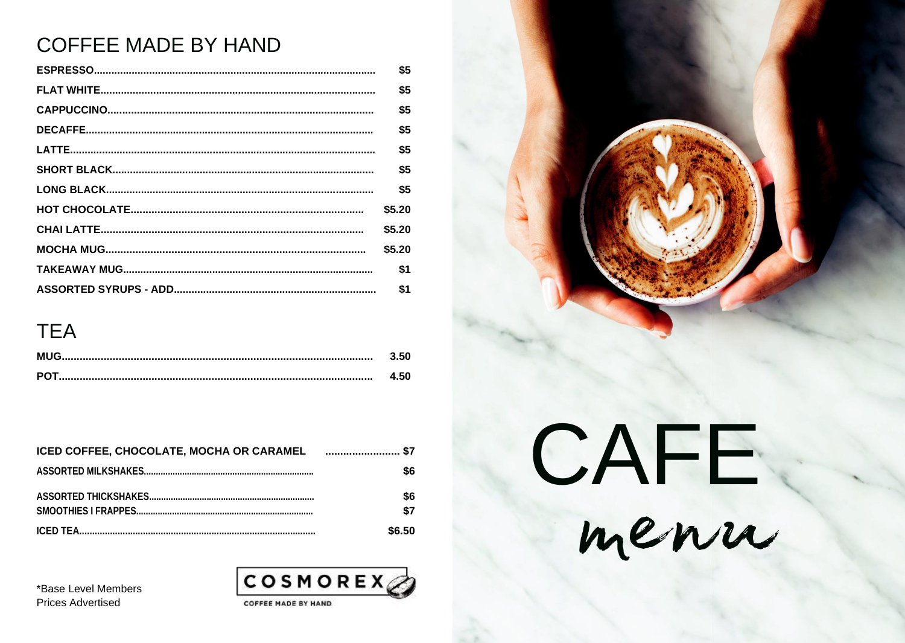## COFFEE MADE BY HAND

| Item | Price |
|---|---|
| ESPRESSO | $5 |
| FLAT WHITE | $5 |
| CAPPUCCINO | $5 |
| DECAFFE | $5 |
| LATTE | $5 |
| SHORT BLACK | $5 |
| LONG BLACK | $5 |
| HOT CHOCOLATE | $5.20 |
| CHAI LATTE | $5.20 |
| MOCHA MUG | $5.20 |
| TAKEAWAY MUG | $1 |
| ASSORTED SYRUPS - ADD | $1 |

## TEA

| Item | Price |
|---|---|
| MUG | 3.50 |
| POT | 4.50 |

| Item | Price |
|---|---|
| ICED COFFEE, CHOCOLATE, MOCHA OR CARAMEL | $7 |
| ASSORTED MILKSHAKES | $6 |
| ASSORTED THICKSHAKES | $6 |
| SMOOTHIES I FRAPPES | $7 |
| ICED TEA | $6.50 |

*Base Level Members Prices Advertised

COSMOREX
COFFEE MADE BY HAND

# CAFE
menu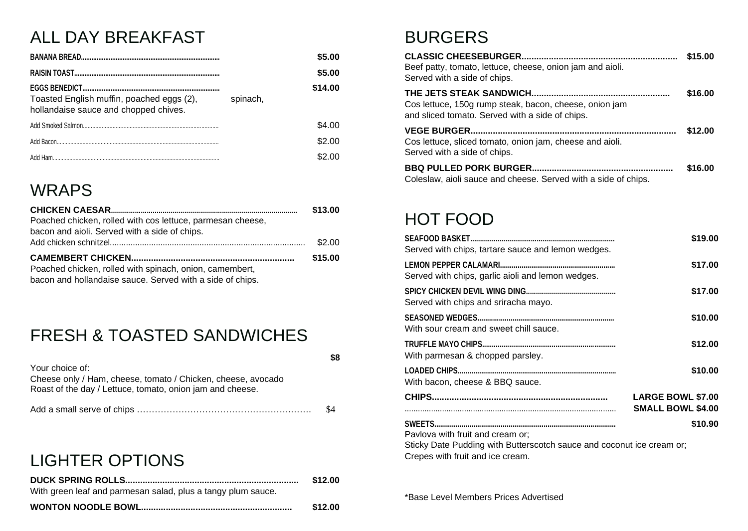# ALL DAY BREAKFAST

**BANANA BREAD**............................................................................. **$5.00**

**RAISIN TOAST**............................................................................. **$5.00**

**EGGS BENEDICT**............................................................................. **$14.00**
Toasted English muffin, poached eggs (2), spinach, hollandaise sauce and chopped chives.

Add Smoked Salmon............................................................................. $4.00

Add Bacon............................................................................. $2.00

Add Ham............................................................................. $2.00

# WRAPS

**CHICKEN CAESAR**............................................................................. **$13.00**
Poached chicken, rolled with cos lettuce, parmesan cheese, bacon and aioli. Served with a side of chips.
Add chicken schnitzel............................................................................. $2.00

**CAMEMBERT CHICKEN**............................................................................. **$15.00**
Poached chicken, rolled with spinach, onion, camembert, bacon and hollandaise sauce. Served with a side of chips.

# FRESH & TOASTED SANDWICHES

**$8**

Your choice of:
Cheese only / Ham, cheese, tomato / Chicken, cheese, avocado
Roast of the day / Lettuce, tomato, onion jam and cheese.

Add a small serve of chips ……………………………………………………. $4

# LIGHTER OPTIONS

**DUCK SPRING ROLLS**............................................................................. **$12.00**
With green leaf and parmesan salad, plus a tangy plum sauce.

**WONTON NOODLE BOWL**............................................................................. **$12.00**

# BURGERS

**CLASSIC CHEESEBURGER**............................................................................. **$15.00**
Beef patty, tomato, lettuce, cheese, onion jam and aioli. Served with a side of chips.

**THE JETS STEAK SANDWICH**............................................................................. **$16.00**
Cos lettuce, 150g rump steak, bacon, cheese, onion jam and sliced tomato. Served with a side of chips.

**VEGE BURGER**............................................................................. **$12.00**
Cos lettuce, sliced tomato, onion jam, cheese and aioli. Served with a side of chips.

**BBQ PULLED PORK BURGER**............................................................................. **$16.00**
Coleslaw, aioli sauce and cheese. Served with a side of chips.

# HOT FOOD

**SEAFOOD BASKET**............................................................................. **$19.00**
Served with chips, tartare sauce and lemon wedges.

**LEMON PEPPER CALAMARI**............................................................................. **$17.00**
Served with chips, garlic aioli and lemon wedges.

**SPICY CHICKEN DEVIL WING DING**............................................................................. **$17.00**
Served with chips and sriracha mayo.

**SEASONED WEDGES**............................................................................. **$10.00**
With sour cream and sweet chill sauce.

**TRUFFLE MAYO CHIPS**............................................................................. **$12.00**
With parmesan & chopped parsley.

**LOADED CHIPS**............................................................................. **$10.00**
With bacon, cheese & BBQ sauce.

**CHIPS**............................................................................. **LARGE BOWL $7.00**
............................................................................. **SMALL BOWL $4.00**

**SWEETS**............................................................................. **$10.90**
Pavlova with fruit and cream or;
Sticky Date Pudding with Butterscotch sauce and coconut ice cream or;
Crepes with fruit and ice cream.

*Base Level Members Prices Advertised